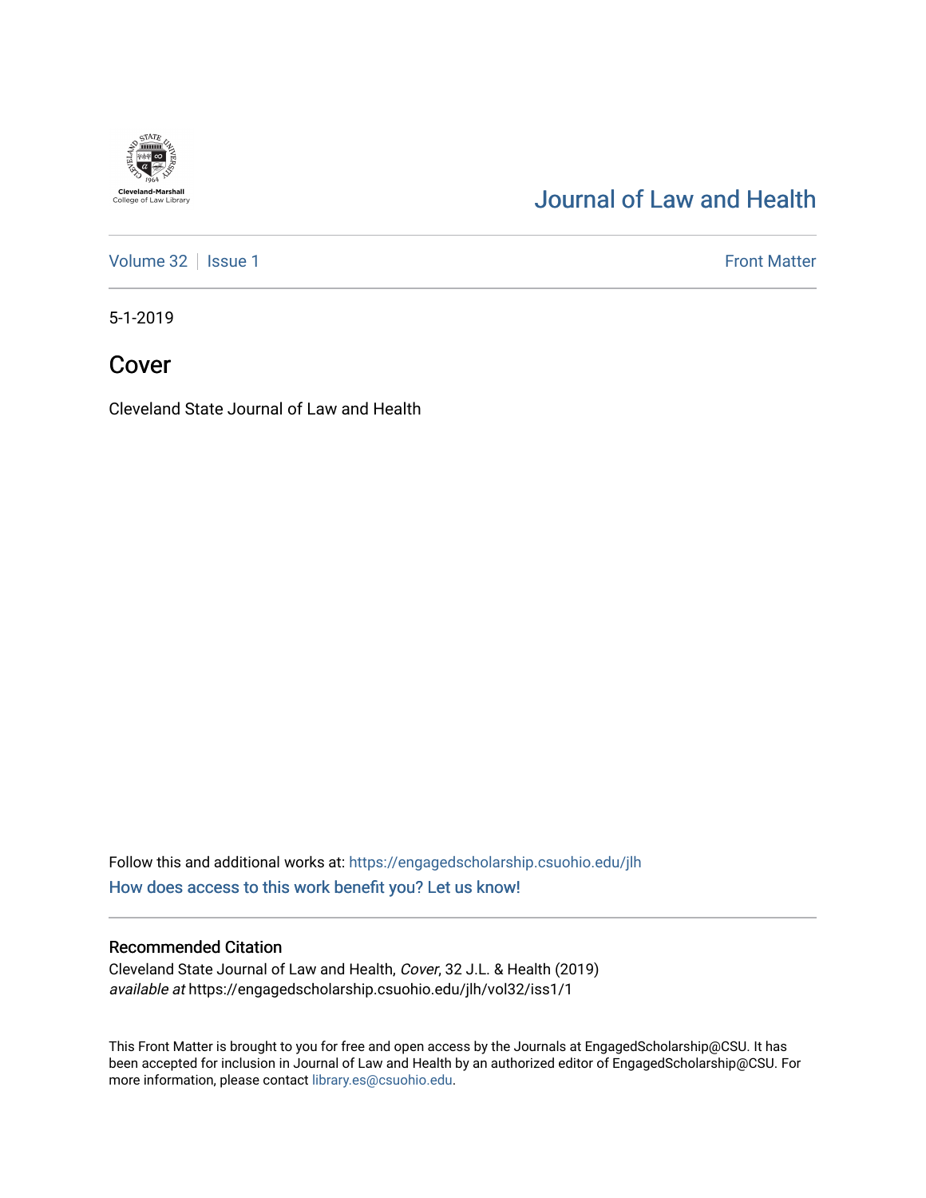Cleveland-Marshall
College of Law Library

# Journal of Law and Health

Volume 32 | Issue 1 | Front Matter

5-1-2019

## Cover

Cleveland State Journal of Law and Health

Follow this and additional works at: https://engagedscholarship.csuohio.edu/jlh

How does access to this work benefit you? Let us know!

### Recommended Citation

Cleveland State Journal of Law and Health, *Cover*, 32 J.L. & Health (2019)
*available at* https://engagedscholarship.csuohio.edu/jlh/vol32/iss1/1

This Front Matter is brought to you for free and open access by the Journals at EngagedScholarship@CSU. It has been accepted for inclusion in Journal of Law and Health by an authorized editor of EngagedScholarship@CSU. For more information, please contact library.es@csuohio.edu.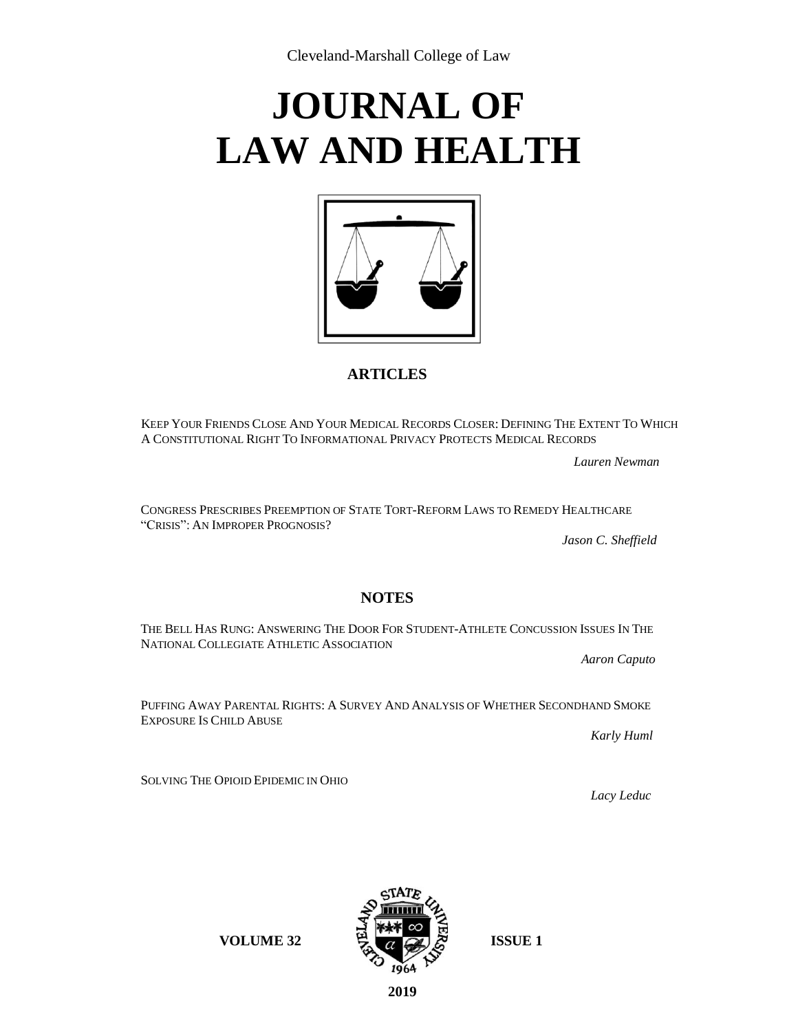Cleveland-Marshall College of Law

# JOURNAL OF LAW AND HEALTH

## ARTICLES

KEEP YOUR FRIENDS CLOSE AND YOUR MEDICAL RECORDS CLOSER: DEFINING THE EXTENT TO WHICH A CONSTITUTIONAL RIGHT TO INFORMATIONAL PRIVACY PROTECTS MEDICAL RECORDS

*Lauren Newman*

CONGRESS PRESCRIBES PREEMPTION OF STATE TORT-REFORM LAWS TO REMEDY HEALTHCARE "CRISIS": AN IMPROPER PROGNOSIS?

*Jason C. Sheffield*

## NOTES

THE BELL HAS RUNG: ANSWERING THE DOOR FOR STUDENT-ATHLETE CONCUSSION ISSUES IN THE NATIONAL COLLEGIATE ATHLETIC ASSOCIATION

*Aaron Caputo*

PUFFING AWAY PARENTAL RIGHTS: A SURVEY AND ANALYSIS OF WHETHER SECONDHAND SMOKE EXPOSURE IS CHILD ABUSE

*Karly Huml*

SOLVING THE OPIOID EPIDEMIC IN OHIO

*Lacy Leduc*

**VOLUME 32** **ISSUE 1**

**2019**